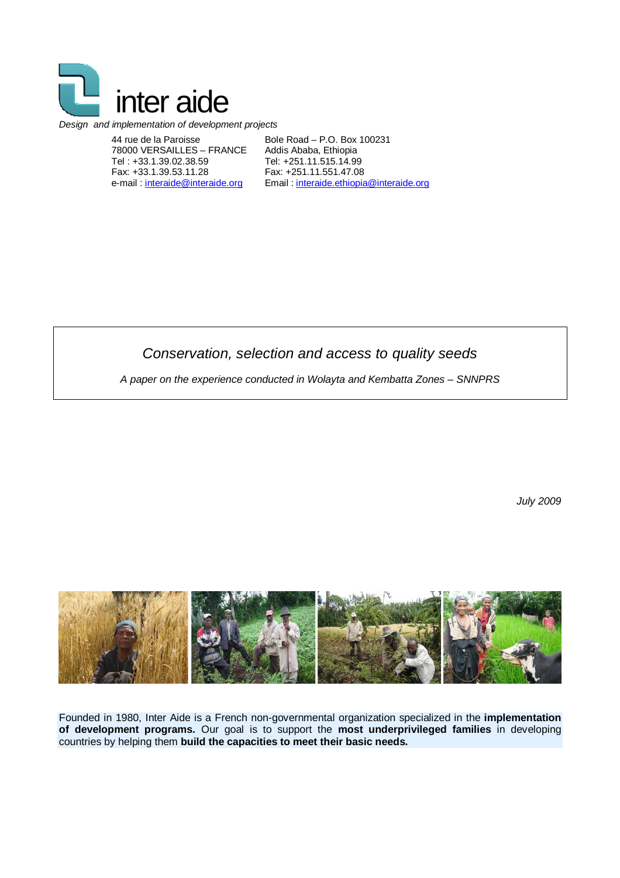inter aide

*Design and implementation of development projects*

44 rue de la Paroisse
78000 VERSAILLES – FRANCE
Tel : +33.1.39.02.38.59
Fax: +33.1.39.53.11.28
e-mail : interaide@interaide.org

Bole Road – P.O. Box 100231
Addis Ababa, Ethiopia
Tel: +251.11.515.14.99
Fax: +251.11.551.47.08
Email : interaide.ethiopia@interaide.org

# *Conservation, selection and access to quality seeds*

*A paper on the experience conducted in Wolayta and Kembatta Zones – SNNPRS*

*July 2009*

Founded in 1980, Inter Aide is a French non-governmental organization specialized in the **implementation of development programs.** Our goal is to support the **most underprivileged families** in developing countries by helping them **build the capacities to meet their basic needs.**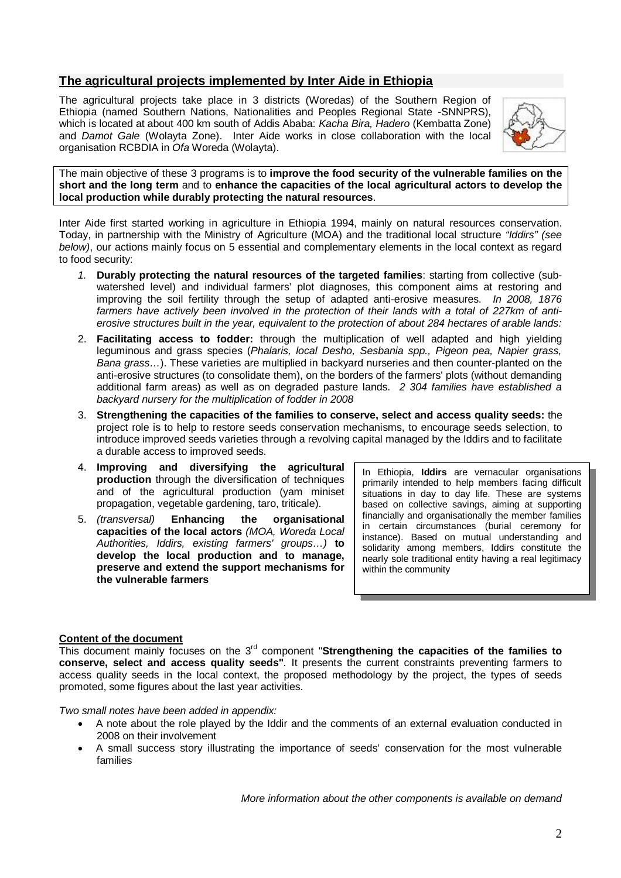## The agricultural projects implemented by Inter Aide in Ethiopia

The agricultural projects take place in 3 districts (Woredas) of the Southern Region of Ethiopia (named Southern Nations, Nationalities and Peoples Regional State -SNNPRS), which is located at about 400 km south of Addis Ababa: *Kacha Bira, Hadero* (Kembatta Zone) and *Damot Gale* (Wolayta Zone). Inter Aide works in close collaboration with the local organisation RCBDIA in *Ofa* Woreda (Wolayta).

The main objective of these 3 programs is to **improve the food security of the vulnerable families on the short and the long term** and to **enhance the capacities of the local agricultural actors to develop the local production while durably protecting the natural resources**.

Inter Aide first started working in agriculture in Ethiopia 1994, mainly on natural resources conservation. Today, in partnership with the Ministry of Agriculture (MOA) and the traditional local structure *"Iddirs" (see below)*, our actions mainly focus on 5 essential and complementary elements in the local context as regard to food security:

1. **Durably protecting the natural resources of the targeted families**: starting from collective (sub-watershed level) and individual farmers' plot diagnoses, this component aims at restoring and improving the soil fertility through the setup of adapted anti-erosive measures. *In 2008, 1876 farmers have actively been involved in the protection of their lands with a total of 227km of anti-erosive structures built in the year, equivalent to the protection of about 284 hectares of arable lands:*
2. **Facilitating access to fodder:** through the multiplication of well adapted and high yielding leguminous and grass species (*Phalaris, local Desho, Sesbania spp., Pigeon pea, Napier grass, Bana grass…*). These varieties are multiplied in backyard nurseries and then counter-planted on the anti-erosive structures (to consolidate them), on the borders of the farmers' plots (without demanding additional farm areas) as well as on degraded pasture lands. *2 304 families have established a backyard nursery for the multiplication of fodder in 2008*
3. **Strengthening the capacities of the families to conserve, select and access quality seeds:** the project role is to help to restore seeds conservation mechanisms, to encourage seeds selection, to introduce improved seeds varieties through a revolving capital managed by the Iddirs and to facilitate a durable access to improved seeds.
4. **Improving and diversifying the agricultural production** through the diversification of techniques and of the agricultural production (yam miniset propagation, vegetable gardening, taro, triticale).
5. *(transversal)* **Enhancing the organisational capacities of the local actors** *(MOA, Woreda Local Authorities, Iddirs, existing farmers' groups…)* **to develop the local production and to manage, preserve and extend the support mechanisms for the vulnerable farmers**

In Ethiopia, **Iddirs** are vernacular organisations primarily intended to help members facing difficult situations in day to day life. These are systems based on collective savings, aiming at supporting financially and organisationally the member families in certain circumstances (burial ceremony for instance). Based on mutual understanding and solidarity among members, Iddirs constitute the nearly sole traditional entity having a real legitimacy within the community

**Content of the document**

This document mainly focuses on the 3rd component "**Strengthening the capacities of the families to conserve, select and access quality seeds"**. It presents the current constraints preventing farmers to access quality seeds in the local context, the proposed methodology by the project, the types of seeds promoted, some figures about the last year activities.

*Two small notes have been added in appendix:*

- A note about the role played by the Iddir and the comments of an external evaluation conducted in 2008 on their involvement
- A small success story illustrating the importance of seeds' conservation for the most vulnerable families

*More information about the other components is available on demand*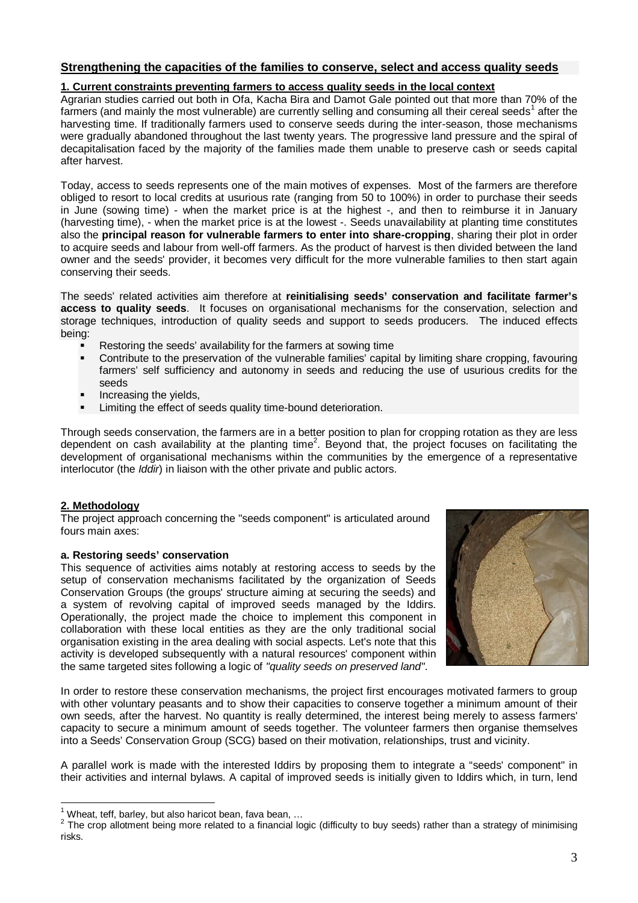## Strengthening the capacities of the families to conserve, select and access quality seeds

**1. Current constraints preventing farmers to access quality seeds in the local context**

Agrarian studies carried out both in Ofa, Kacha Bira and Damot Gale pointed out that more than 70% of the farmers (and mainly the most vulnerable) are currently selling and consuming all their cereal seeds[1] after the harvesting time. If traditionally farmers used to conserve seeds during the inter-season, those mechanisms were gradually abandoned throughout the last twenty years. The progressive land pressure and the spiral of decapitalisation faced by the majority of the families made them unable to preserve cash or seeds capital after harvest.

Today, access to seeds represents one of the main motives of expenses. Most of the farmers are therefore obliged to resort to local credits at usurious rate (ranging from 50 to 100%) in order to purchase their seeds in June (sowing time) - when the market price is at the highest -, and then to reimburse it in January (harvesting time), - when the market price is at the lowest -. Seeds unavailability at planting time constitutes also the **principal reason for vulnerable farmers to enter into share-cropping**, sharing their plot in order to acquire seeds and labour from well-off farmers. As the product of harvest is then divided between the land owner and the seeds' provider, it becomes very difficult for the more vulnerable families to then start again conserving their seeds.

The seeds' related activities aim therefore at **reinitialising seeds' conservation and facilitate farmer's access to quality seeds**. It focuses on organisational mechanisms for the conservation, selection and storage techniques, introduction of quality seeds and support to seeds producers. The induced effects being:

- Restoring the seeds' availability for the farmers at sowing time
- Contribute to the preservation of the vulnerable families' capital by limiting share cropping, favouring farmers' self sufficiency and autonomy in seeds and reducing the use of usurious credits for the seeds
- Increasing the yields,
- Limiting the effect of seeds quality time-bound deterioration.

Through seeds conservation, the farmers are in a better position to plan for cropping rotation as they are less dependent on cash availability at the planting time[2]. Beyond that, the project focuses on facilitating the development of organisational mechanisms within the communities by the emergence of a representative interlocutor (the *Iddir*) in liaison with the other private and public actors.

**2. Methodology**

The project approach concerning the "seeds component" is articulated around fours main axes:

**a. Restoring seeds' conservation**

This sequence of activities aims notably at restoring access to seeds by the setup of conservation mechanisms facilitated by the organization of Seeds Conservation Groups (the groups' structure aiming at securing the seeds) and a system of revolving capital of improved seeds managed by the Iddirs. Operationally, the project made the choice to implement this component in collaboration with these local entities as they are the only traditional social organisation existing in the area dealing with social aspects. Let's note that this activity is developed subsequently with a natural resources' component within the same targeted sites following a logic of *"quality seeds on preserved land"*.

In order to restore these conservation mechanisms, the project first encourages motivated farmers to group with other voluntary peasants and to show their capacities to conserve together a minimum amount of their own seeds, after the harvest. No quantity is really determined, the interest being merely to assess farmers' capacity to secure a minimum amount of seeds together. The volunteer farmers then organise themselves into a Seeds' Conservation Group (SCG) based on their motivation, relationships, trust and vicinity.

A parallel work is made with the interested Iddirs by proposing them to integrate a "seeds' component" in their activities and internal bylaws. A capital of improved seeds is initially given to Iddirs which, in turn, lend

---

[1] Wheat, teff, barley, but also haricot bean, fava bean, …

[2] The crop allotment being more related to a financial logic (difficulty to buy seeds) rather than a strategy of minimising risks.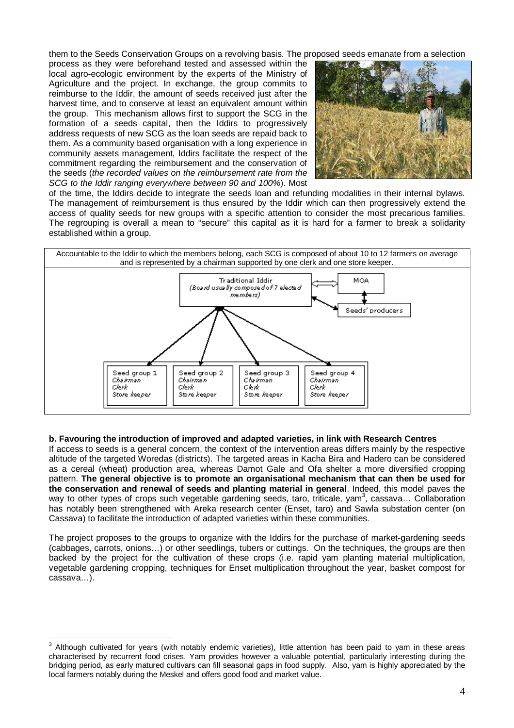them to the Seeds Conservation Groups on a revolving basis. The proposed seeds emanate from a selection process as they were beforehand tested and assessed within the local agro-ecologic environment by the experts of the Ministry of Agriculture and the project. In exchange, the group commits to reimburse to the Iddir, the amount of seeds received just after the harvest time, and to conserve at least an equivalent amount within the group. This mechanism allows first to support the SCG in the formation of a seeds capital, then the Iddirs to progressively address requests of new SCG as the loan seeds are repaid back to them. As a community based organisation with a long experience in community assets management, Iddirs facilitate the respect of the commitment regarding the reimbursement and the conservation of the seeds (*the recorded values on the reimbursement rate from the SCG to the Iddir ranging everywhere between 90 and 100%*). Most of the time, the Iddirs decide to integrate the seeds loan and refunding modalities in their internal bylaws. The management of reimbursement is thus ensured by the Iddir which can then progressively extend the access of quality seeds for new groups with a specific attention to consider the most precarious families. The regrouping is overall a mean to "secure" this capital as it is hard for a farmer to break a solidarity established within a group.

Accountable to the Iddir to which the members belong, each SCG is composed of about 10 to 12 farmers on average and is represented by a chairman supported by one clerk and one store keeper.

Traditional Iddir (*Board usually composed of 7 elected members*) — MOA — Seeds' producers

| Seed group 1 | Seed group 2 | Seed group 3 | Seed group 4 |
|---|---|---|---|
| *Chairman* | *Chairman* | *Chairman* | *Chairman* |
| *Clerk* | *Clerk* | *Clerk* | *Clerk* |
| *Store keeper* | *Store keeper* | *Store keeper* | *Store keeper* |

**b. Favouring the introduction of improved and adapted varieties, in link with Research Centres**

If access to seeds is a general concern, the context of the intervention areas differs mainly by the respective altitude of the targeted Woredas (districts). The targeted areas in Kacha Bira and Hadero can be considered as a cereal (wheat) production area, whereas Damot Gale and Ofa shelter a more diversified cropping pattern. **The general objective is to promote an organisational mechanism that can then be used for the conservation and renewal of seeds and planting material in general**. Indeed, this model paves the way to other types of crops such vegetable gardening seeds, taro, triticale, yam[3], cassava… Collaboration has notably been strengthened with Areka research center (Enset, taro) and Sawla substation center (on Cassava) to facilitate the introduction of adapted varieties within these communities.

The project proposes to the groups to organize with the Iddirs for the purchase of market-gardening seeds (cabbages, carrots, onions…) or other seedlings, tubers or cuttings. On the techniques, the groups are then backed by the project for the cultivation of these crops (i.e. rapid yam planting material multiplication, vegetable gardening cropping, techniques for Enset multiplication throughout the year, basket compost for cassava…).

[3] Although cultivated for years (with notably endemic varieties), little attention has been paid to yam in these areas characterised by recurrent food crises. Yam provides however a valuable potential, particularly interesting during the bridging period, as early matured cultivars can fill seasonal gaps in food supply. Also, yam is highly appreciated by the local farmers notably during the Meskel and offers good food and market value.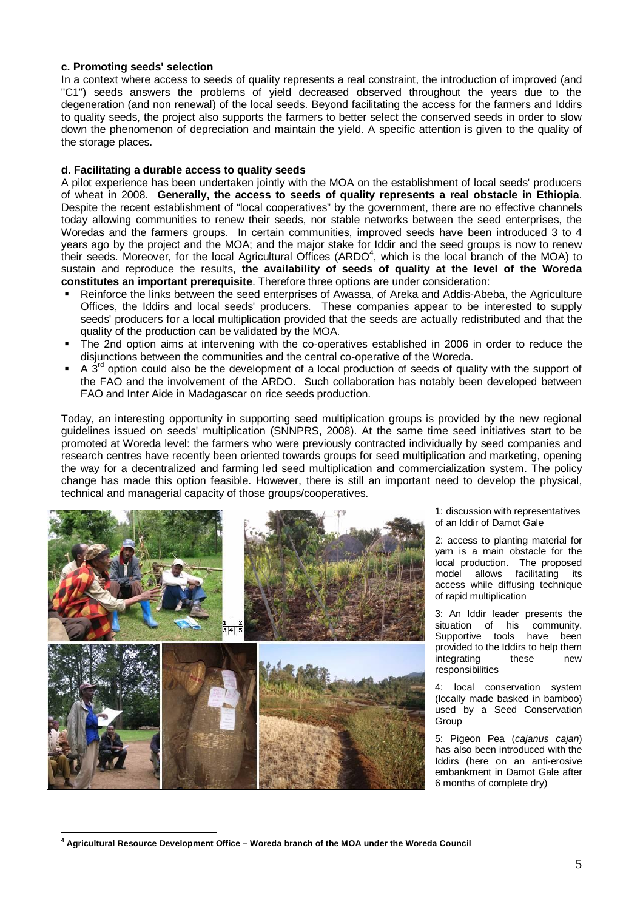**c. Promoting seeds' selection**

In a context where access to seeds of quality represents a real constraint, the introduction of improved (and "C1") seeds answers the problems of yield decreased observed throughout the years due to the degeneration (and non renewal) of the local seeds. Beyond facilitating the access for the farmers and Iddirs to quality seeds, the project also supports the farmers to better select the conserved seeds in order to slow down the phenomenon of depreciation and maintain the yield. A specific attention is given to the quality of the storage places.

**d. Facilitating a durable access to quality seeds**

A pilot experience has been undertaken jointly with the MOA on the establishment of local seeds' producers of wheat in 2008. **Generally, the access to seeds of quality represents a real obstacle in Ethiopia**. Despite the recent establishment of "local cooperatives" by the government, there are no effective channels today allowing communities to renew their seeds, nor stable networks between the seed enterprises, the Woredas and the farmers groups. In certain communities, improved seeds have been introduced 3 to 4 years ago by the project and the MOA; and the major stake for Iddir and the seed groups is now to renew their seeds. Moreover, for the local Agricultural Offices (ARDO[4], which is the local branch of the MOA) to sustain and reproduce the results, **the availability of seeds of quality at the level of the Woreda constitutes an important prerequisite**. Therefore three options are under consideration:

- Reinforce the links between the seed enterprises of Awassa, of Areka and Addis-Abeba, the Agriculture Offices, the Iddirs and local seeds' producers. These companies appear to be interested to supply seeds' producers for a local multiplication provided that the seeds are actually redistributed and that the quality of the production can be validated by the MOA.
- The 2nd option aims at intervening with the co-operatives established in 2006 in order to reduce the disjunctions between the communities and the central co-operative of the Woreda.
- A 3rd option could also be the development of a local production of seeds of quality with the support of the FAO and the involvement of the ARDO. Such collaboration has notably been developed between FAO and Inter Aide in Madagascar on rice seeds production.

Today, an interesting opportunity in supporting seed multiplication groups is provided by the new regional guidelines issued on seeds' multiplication (SNNPRS, 2008). At the same time seed initiatives start to be promoted at Woreda level: the farmers who were previously contracted individually by seed companies and research centres have recently been oriented towards groups for seed multiplication and marketing, opening the way for a decentralized and farming led seed multiplication and commercialization system. The policy change has made this option feasible. However, there is still an important need to develop the physical, technical and managerial capacity of those groups/cooperatives.

1: discussion with representatives of an Iddir of Damot Gale

2: access to planting material for yam is a main obstacle for the local production. The proposed model allows facilitating its access while diffusing technique of rapid multiplication

3: An Iddir leader presents the situation of his community. Supportive tools have been provided to the Iddirs to help them integrating these new responsibilities

4: local conservation system (locally made basked in bamboo) used by a Seed Conservation Group

5: Pigeon Pea (*cajanus cajan*) has also been introduced with the Iddirs (here on an anti-erosive embankment in Damot Gale after 6 months of complete dry)

[4] **Agricultural Resource Development Office – Woreda branch of the MOA under the Woreda Council**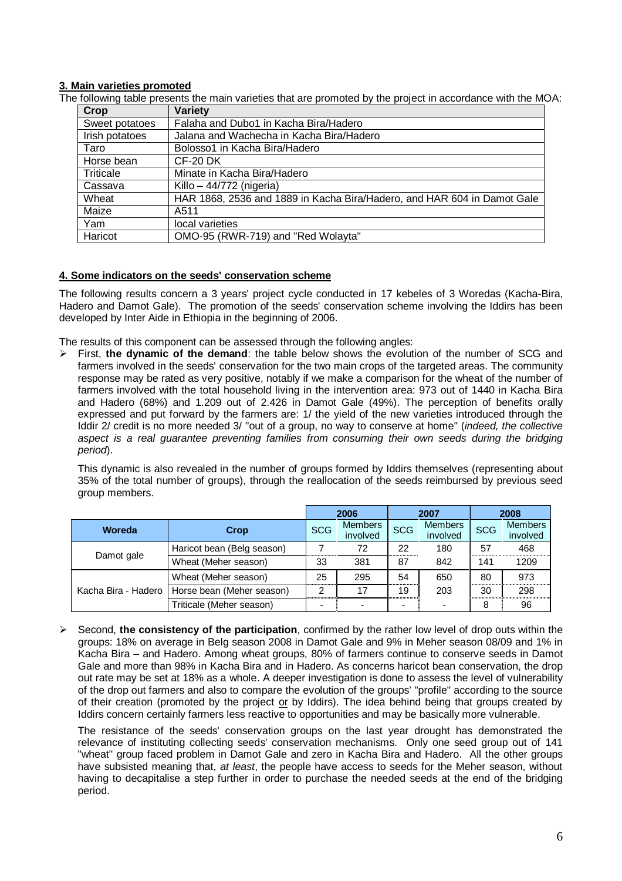### 3. Main varieties promoted

The following table presents the main varieties that are promoted by the project in accordance with the MOA:

| Crop | Variety |
| --- | --- |
| Sweet potatoes | Falaha and Dubo1 in Kacha Bira/Hadero |
| Irish potatoes | Jalana and Wachecha in Kacha Bira/Hadero |
| Taro | Bolosso1 in Kacha Bira/Hadero |
| Horse bean | CF-20 DK |
| Triticale | Minate in Kacha Bira/Hadero |
| Cassava | Killo – 44/772 (nigeria) |
| Wheat | HAR 1868, 2536 and 1889 in Kacha Bira/Hadero, and HAR 604 in Damot Gale |
| Maize | A511 |
| Yam | local varieties |
| Haricot | OMO-95 (RWR-719) and "Red Wolayta" |

### 4. Some indicators on the seeds' conservation scheme

The following results concern a 3 years' project cycle conducted in 17 kebeles of 3 Woredas (Kacha-Bira, Hadero and Damot Gale). The promotion of the seeds' conservation scheme involving the Iddirs has been developed by Inter Aide in Ethiopia in the beginning of 2006.

The results of this component can be assessed through the following angles:

- First, **the dynamic of the demand**: the table below shows the evolution of the number of SCG and farmers involved in the seeds' conservation for the two main crops of the targeted areas. The community response may be rated as very positive, notably if we make a comparison for the wheat of the number of farmers involved with the total household living in the intervention area: 973 out of 1440 in Kacha Bira and Hadero (68%) and 1.209 out of 2.426 in Damot Gale (49%). The perception of benefits orally expressed and put forward by the farmers are: 1/ the yield of the new varieties introduced through the Iddir 2/ credit is no more needed 3/ "out of a group, no way to conserve at home" (*indeed, the collective aspect is a real guarantee preventing families from consuming their own seeds during the bridging period*).

  This dynamic is also revealed in the number of groups formed by Iddirs themselves (representing about 35% of the total number of groups), through the reallocation of the seeds reimbursed by previous seed group members.

| Woreda | Crop | 2006 | | 2007 | | 2008 | |
| --- | --- | --- | --- | --- | --- | --- | --- |
| | | SCG | Members involved | SCG | Members involved | SCG | Members involved |
| Damot gale | Haricot bean (Belg season) | 7 | 72 | 22 | 180 | 57 | 468 |
| | Wheat (Meher season) | 33 | 381 | 87 | 842 | 141 | 1209 |
| Kacha Bira - Hadero | Wheat (Meher season) | 25 | 295 | 54 | 650 | 80 | 973 |
| | Horse bean (Meher season) | 2 | 17 | 19 | 203 | 30 | 298 |
| | Triticale (Meher season) | - | - | - | - | 8 | 96 |

- Second, **the consistency of the participation**, confirmed by the rather low level of drop outs within the groups: 18% on average in Belg season 2008 in Damot Gale and 9% in Meher season 08/09 and 1% in Kacha Bira – and Hadero. Among wheat groups, 80% of farmers continue to conserve seeds in Damot Gale and more than 98% in Kacha Bira and in Hadero. As concerns haricot bean conservation, the drop out rate may be set at 18% as a whole. A deeper investigation is done to assess the level of vulnerability of the drop out farmers and also to compare the evolution of the groups' "profile" according to the source of their creation (promoted by the project or by Iddirs). The idea behind being that groups created by Iddirs concern certainly farmers less reactive to opportunities and may be basically more vulnerable.

  The resistance of the seeds' conservation groups on the last year drought has demonstrated the relevance of instituting collecting seeds' conservation mechanisms. Only one seed group out of 141 "wheat" group faced problem in Damot Gale and zero in Kacha Bira and Hadero. All the other groups have subsisted meaning that, *at least*, the people have access to seeds for the Meher season, without having to decapitalise a step further in order to purchase the needed seeds at the end of the bridging period.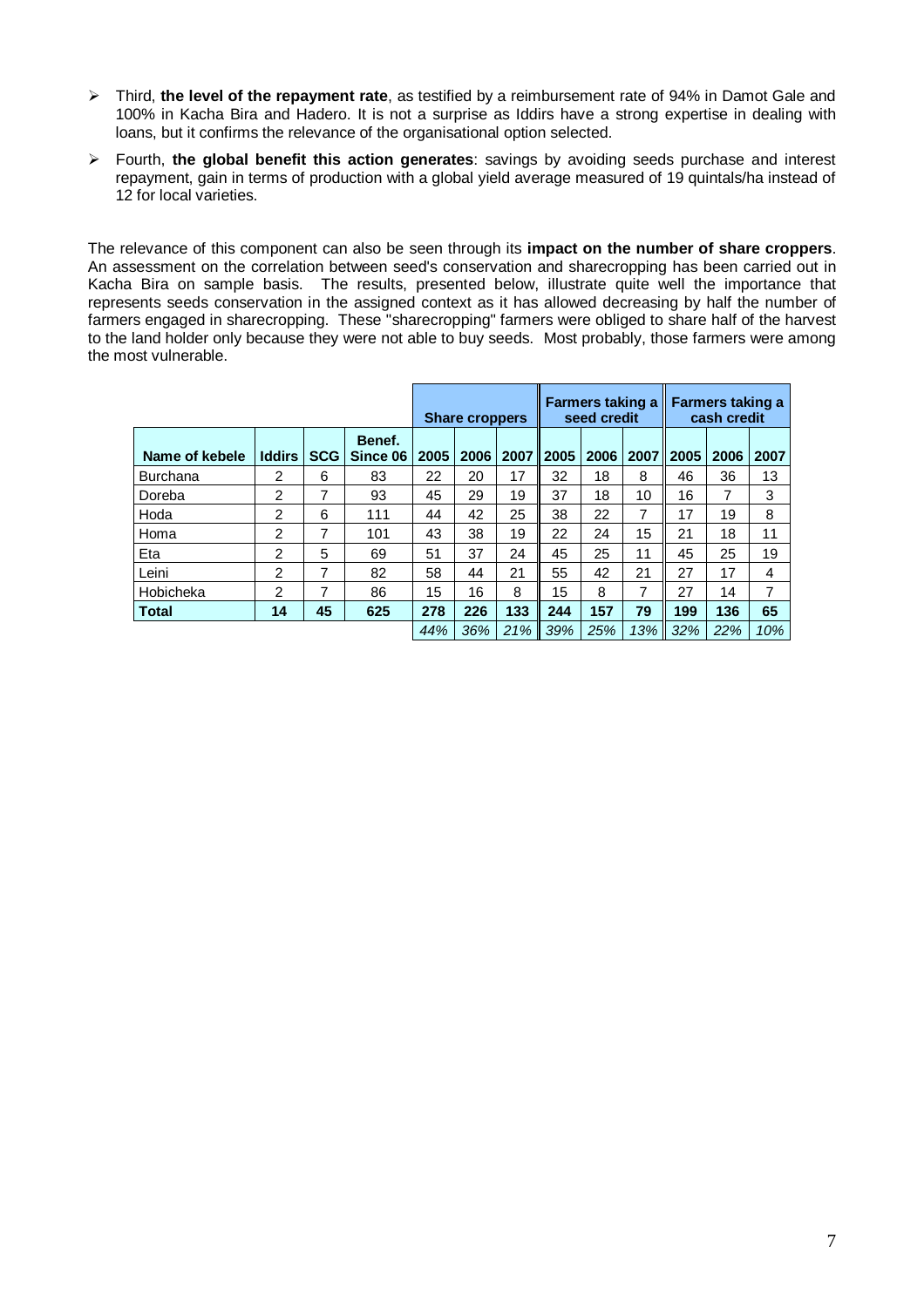- Third, **the level of the repayment rate**, as testified by a reimbursement rate of 94% in Damot Gale and 100% in Kacha Bira and Hadero. It is not a surprise as Iddirs have a strong expertise in dealing with loans, but it confirms the relevance of the organisational option selected.
- Fourth, **the global benefit this action generates**: savings by avoiding seeds purchase and interest repayment, gain in terms of production with a global yield average measured of 19 quintals/ha instead of 12 for local varieties.

The relevance of this component can also be seen through its **impact on the number of share croppers**. An assessment on the correlation between seed's conservation and sharecropping has been carried out in Kacha Bira on sample basis. The results, presented below, illustrate quite well the importance that represents seeds conservation in the assigned context as it has allowed decreasing by half the number of farmers engaged in sharecropping. These "sharecropping" farmers were obliged to share half of the harvest to the land holder only because they were not able to buy seeds. Most probably, those farmers were among the most vulnerable.

| | | | | Share croppers | | | Farmers taking a seed credit | | | Farmers taking a cash credit | | |
|---|---|---|---|---|---|---|---|---|---|---|---|---|
| **Name of kebele** | **Iddirs** | **SCG** | **Benef. Since 06** | **2005** | **2006** | **2007** | **2005** | **2006** | **2007** | **2005** | **2006** | **2007** |
| Burchana | 2 | 6 | 83 | 22 | 20 | 17 | 32 | 18 | 8 | 46 | 36 | 13 |
| Doreba | 2 | 7 | 93 | 45 | 29 | 19 | 37 | 18 | 10 | 16 | 7 | 3 |
| Hoda | 2 | 6 | 111 | 44 | 42 | 25 | 38 | 22 | 7 | 17 | 19 | 8 |
| Homa | 2 | 7 | 101 | 43 | 38 | 19 | 22 | 24 | 15 | 21 | 18 | 11 |
| Eta | 2 | 5 | 69 | 51 | 37 | 24 | 45 | 25 | 11 | 45 | 25 | 19 |
| Leini | 2 | 7 | 82 | 58 | 44 | 21 | 55 | 42 | 21 | 27 | 17 | 4 |
| Hobicheka | 2 | 7 | 86 | 15 | 16 | 8 | 15 | 8 | 7 | 27 | 14 | 7 |
| **Total** | **14** | **45** | **625** | **278** | **226** | **133** | **244** | **157** | **79** | **199** | **136** | **65** |
| | | | | *44%* | *36%* | *21%* | *39%* | *25%* | *13%* | *32%* | *22%* | *10%* |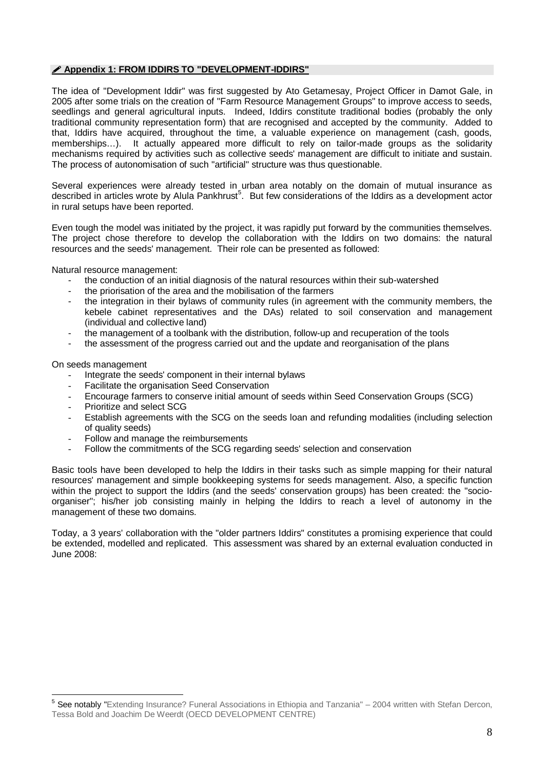## ✎ Appendix 1: FROM IDDIRS TO "DEVELOPMENT-IDDIRS"

The idea of "Development Iddir" was first suggested by Ato Getamesay, Project Officer in Damot Gale, in 2005 after some trials on the creation of "Farm Resource Management Groups" to improve access to seeds, seedlings and general agricultural inputs. Indeed, Iddirs constitute traditional bodies (probably the only traditional community representation form) that are recognised and accepted by the community. Added to that, Iddirs have acquired, throughout the time, a valuable experience on management (cash, goods, memberships…). It actually appeared more difficult to rely on tailor-made groups as the solidarity mechanisms required by activities such as collective seeds' management are difficult to initiate and sustain. The process of autonomisation of such "artificial" structure was thus questionable.

Several experiences were already tested in urban area notably on the domain of mutual insurance as described in articles wrote by Alula Pankhrust[5]. But few considerations of the Iddirs as a development actor in rural setups have been reported.

Even tough the model was initiated by the project, it was rapidly put forward by the communities themselves. The project chose therefore to develop the collaboration with the Iddirs on two domains: the natural resources and the seeds' management. Their role can be presented as followed:

Natural resource management:

- the conduction of an initial diagnosis of the natural resources within their sub-watershed
- the priorisation of the area and the mobilisation of the farmers
- the integration in their bylaws of community rules (in agreement with the community members, the kebele cabinet representatives and the DAs) related to soil conservation and management (individual and collective land)
- the management of a toolbank with the distribution, follow-up and recuperation of the tools
- the assessment of the progress carried out and the update and reorganisation of the plans

On seeds management

- Integrate the seeds' component in their internal bylaws
- Facilitate the organisation Seed Conservation
- Encourage farmers to conserve initial amount of seeds within Seed Conservation Groups (SCG)
- Prioritize and select SCG
- Establish agreements with the SCG on the seeds loan and refunding modalities (including selection of quality seeds)
- Follow and manage the reimbursements
- Follow the commitments of the SCG regarding seeds' selection and conservation

Basic tools have been developed to help the Iddirs in their tasks such as simple mapping for their natural resources' management and simple bookkeeping systems for seeds management. Also, a specific function within the project to support the Iddirs (and the seeds' conservation groups) has been created: the "socio-organiser"; his/her job consisting mainly in helping the Iddirs to reach a level of autonomy in the management of these two domains.

Today, a 3 years' collaboration with the "older partners Iddirs" constitutes a promising experience that could be extended, modelled and replicated. This assessment was shared by an external evaluation conducted in June 2008:

---

[5] See notably "Extending Insurance? Funeral Associations in Ethiopia and Tanzania" – 2004 written with Stefan Dercon, Tessa Bold and Joachim De Weerdt (OECD DEVELOPMENT CENTRE)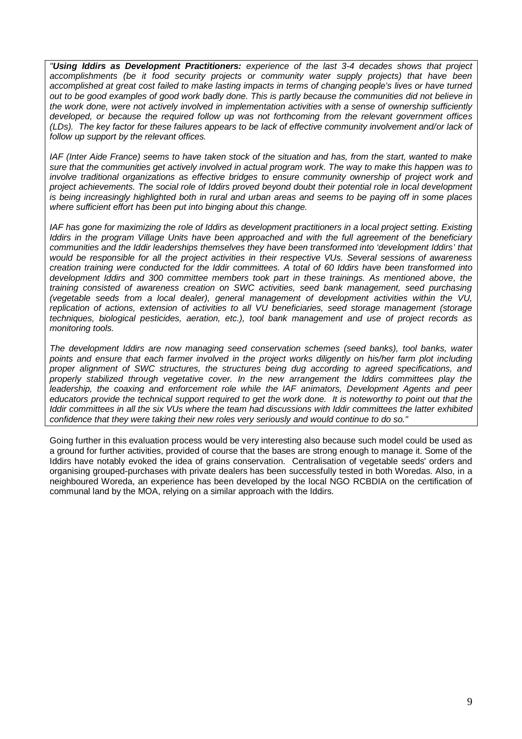*"**Using Iddirs as Development Practitioners:** experience of the last 3-4 decades shows that project accomplishments (be it food security projects or community water supply projects) that have been accomplished at great cost failed to make lasting impacts in terms of changing people's lives or have turned out to be good examples of good work badly done. This is partly because the communities did not believe in the work done, were not actively involved in implementation activities with a sense of ownership sufficiently developed, or because the required follow up was not forthcoming from the relevant government offices (LDs). The key factor for these failures appears to be lack of effective community involvement and/or lack of follow up support by the relevant offices.*

*IAF (Inter Aide France) seems to have taken stock of the situation and has, from the start, wanted to make sure that the communities get actively involved in actual program work. The way to make this happen was to involve traditional organizations as effective bridges to ensure community ownership of project work and project achievements. The social role of Iddirs proved beyond doubt their potential role in local development is being increasingly highlighted both in rural and urban areas and seems to be paying off in some places where sufficient effort has been put into binging about this change.*

*IAF has gone for maximizing the role of Iddirs as development practitioners in a local project setting. Existing Iddirs in the program Village Units have been approached and with the full agreement of the beneficiary communities and the Iddir leaderships themselves they have been transformed into 'development Iddirs' that would be responsible for all the project activities in their respective VUs. Several sessions of awareness creation training were conducted for the Iddir committees. A total of 60 Iddirs have been transformed into development Iddirs and 300 committee members took part in these trainings. As mentioned above, the training consisted of awareness creation on SWC activities, seed bank management, seed purchasing (vegetable seeds from a local dealer), general management of development activities within the VU, replication of actions, extension of activities to all VU beneficiaries, seed storage management (storage techniques, biological pesticides, aeration, etc.), tool bank management and use of project records as monitoring tools.*

*The development Iddirs are now managing seed conservation schemes (seed banks), tool banks, water points and ensure that each farmer involved in the project works diligently on his/her farm plot including proper alignment of SWC structures, the structures being dug according to agreed specifications, and properly stabilized through vegetative cover. In the new arrangement the Iddirs committees play the leadership, the coaxing and enforcement role while the IAF animators, Development Agents and peer educators provide the technical support required to get the work done. It is noteworthy to point out that the Iddir committees in all the six VUs where the team had discussions with Iddir committees the latter exhibited confidence that they were taking their new roles very seriously and would continue to do so."*

Going further in this evaluation process would be very interesting also because such model could be used as a ground for further activities, provided of course that the bases are strong enough to manage it. Some of the Iddirs have notably evoked the idea of grains conservation. Centralisation of vegetable seeds' orders and organising grouped-purchases with private dealers has been successfully tested in both Woredas. Also, in a neighboured Woreda, an experience has been developed by the local NGO RCBDIA on the certification of communal land by the MOA, relying on a similar approach with the Iddirs.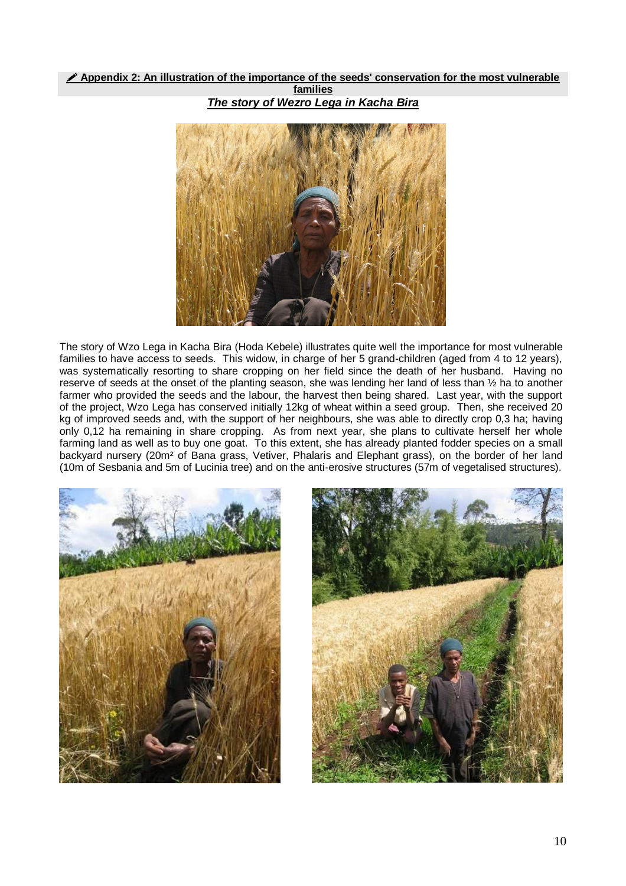## ✎ Appendix 2: An illustration of the importance of the seeds' conservation for the most vulnerable families

### ***The story of Wezro Lega in Kacha Bira***

The story of Wzo Lega in Kacha Bira (Hoda Kebele) illustrates quite well the importance for most vulnerable families to have access to seeds. This widow, in charge of her 5 grand-children (aged from 4 to 12 years), was systematically resorting to share cropping on her field since the death of her husband. Having no reserve of seeds at the onset of the planting season, she was lending her land of less than ½ ha to another farmer who provided the seeds and the labour, the harvest then being shared. Last year, with the support of the project, Wzo Lega has conserved initially 12kg of wheat within a seed group. Then, she received 20 kg of improved seeds and, with the support of her neighbours, she was able to directly crop 0,3 ha; having only 0,12 ha remaining in share cropping. As from next year, she plans to cultivate herself her whole farming land as well as to buy one goat. To this extent, she has already planted fodder species on a small backyard nursery (20m² of Bana grass, Vetiver, Phalaris and Elephant grass), on the border of her land (10m of Sesbania and 5m of Lucinia tree) and on the anti-erosive structures (57m of vegetalised structures).